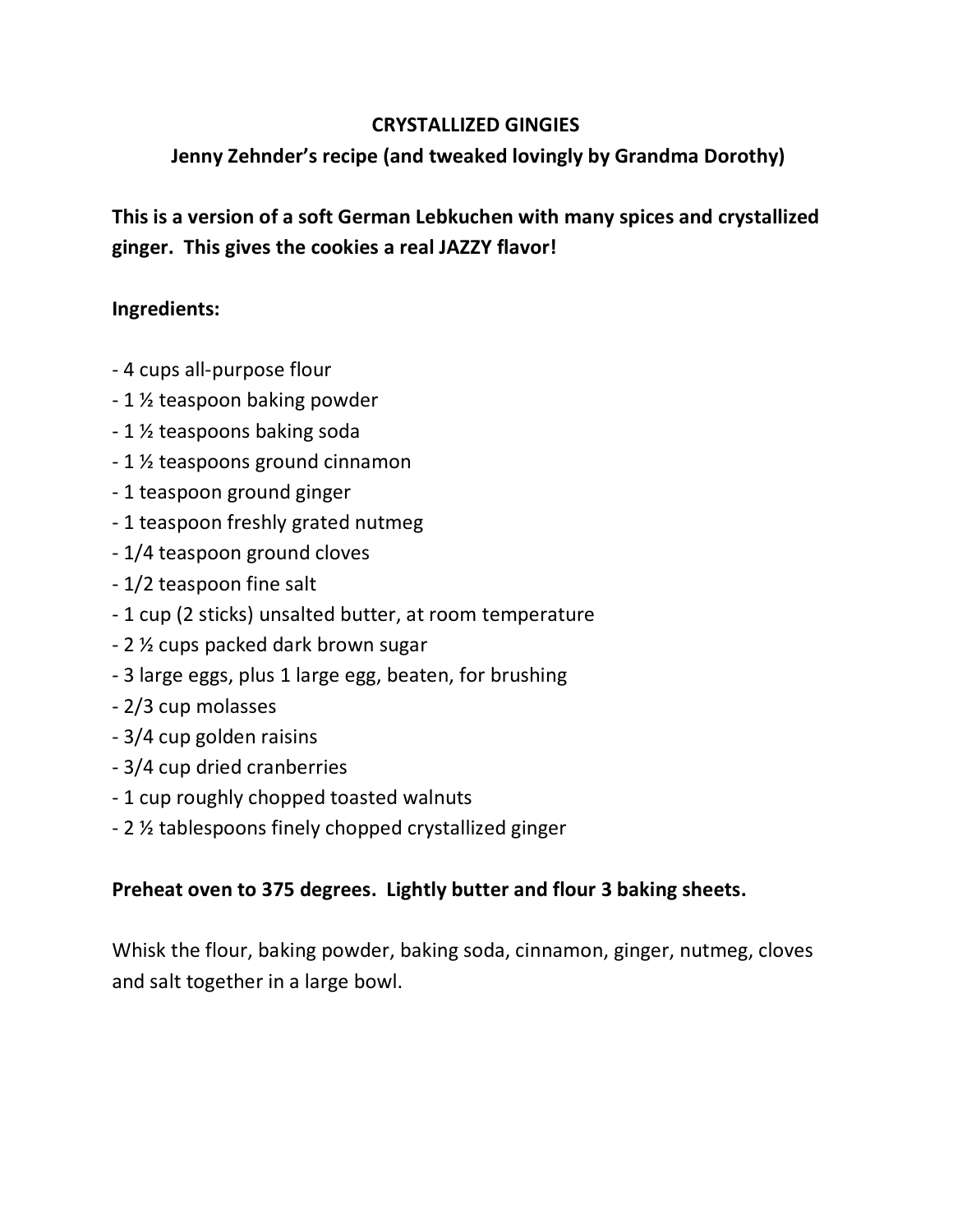# CRYSTALLIZED GINGIES

## Jenny Zehnder's recipe (and tweaked lovingly by Grandma Dorothy)

**This is a version of a soft German Lebkuchen with many spices and crystallized ginger. This gives the cookies a real JAZZY flavor!**

**Ingredients:**

- 4 cups all-purpose flour
- 1 ½ teaspoon baking powder
- 1 ½ teaspoons baking soda
- 1 ½ teaspoons ground cinnamon
- 1 teaspoon ground ginger
- 1 teaspoon freshly grated nutmeg
- 1/4 teaspoon ground cloves
- 1/2 teaspoon fine salt
- 1 cup (2 sticks) unsalted butter, at room temperature
- 2 ½ cups packed dark brown sugar
- 3 large eggs, plus 1 large egg, beaten, for brushing
- 2/3 cup molasses
- 3/4 cup golden raisins
- 3/4 cup dried cranberries
- 1 cup roughly chopped toasted walnuts
- 2 ½ tablespoons finely chopped crystallized ginger

**Preheat oven to 375 degrees. Lightly butter and flour 3 baking sheets.**

Whisk the flour, baking powder, baking soda, cinnamon, ginger, nutmeg, cloves and salt together in a large bowl.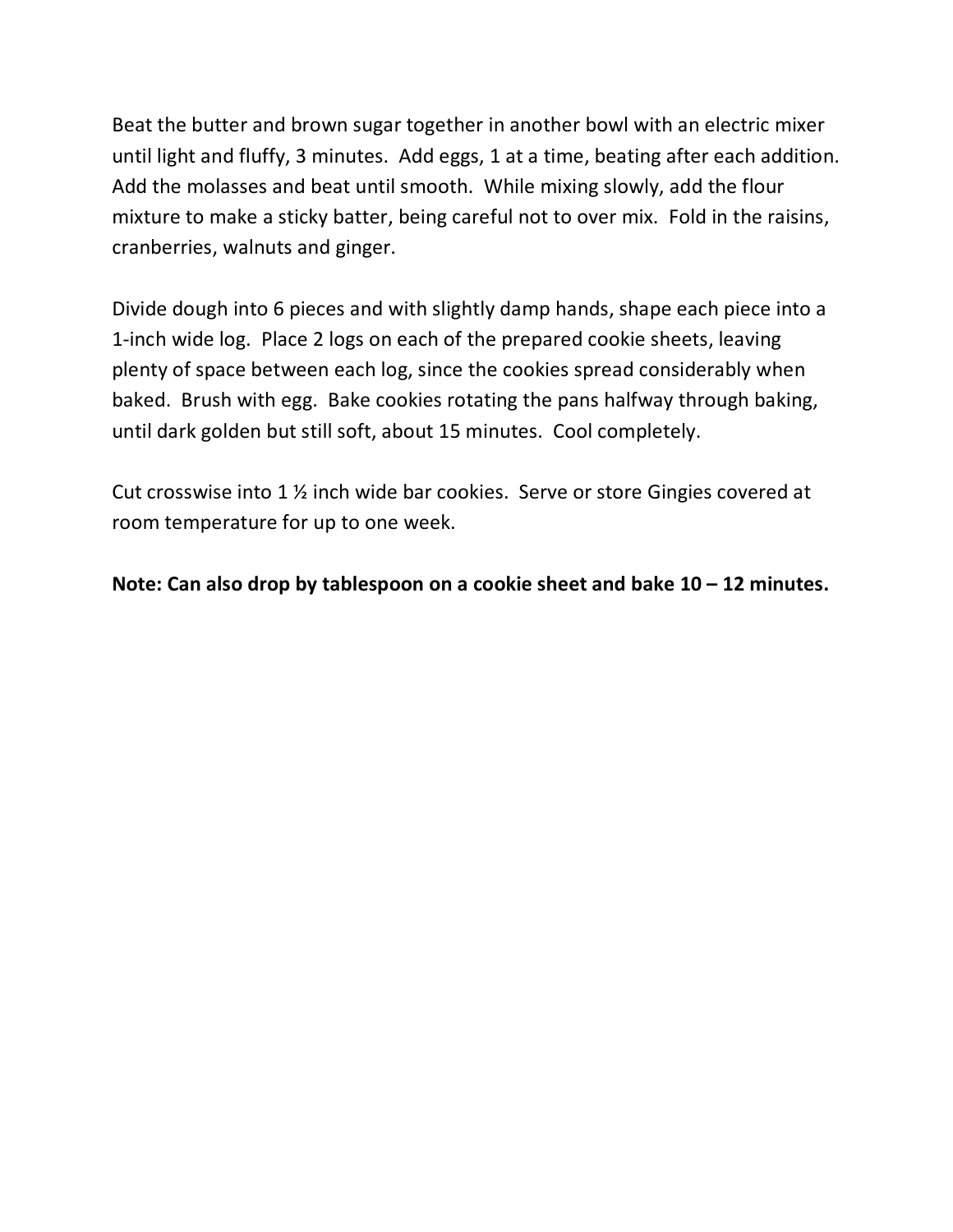Beat the butter and brown sugar together in another bowl with an electric mixer until light and fluffy, 3 minutes.  Add eggs, 1 at a time, beating after each addition.  Add the molasses and beat until smooth.  While mixing slowly, add the flour mixture to make a sticky batter, being careful not to over mix.  Fold in the raisins, cranberries, walnuts and ginger.

Divide dough into 6 pieces and with slightly damp hands, shape each piece into a 1-inch wide log.  Place 2 logs on each of the prepared cookie sheets, leaving plenty of space between each log, since the cookies spread considerably when baked.  Brush with egg.  Bake cookies rotating the pans halfway through baking, until dark golden but still soft, about 15 minutes.  Cool completely.

Cut crosswise into 1 ½ inch wide bar cookies.  Serve or store Gingies covered at room temperature for up to one week.

**Note: Can also drop by tablespoon on a cookie sheet and bake 10 – 12 minutes.**